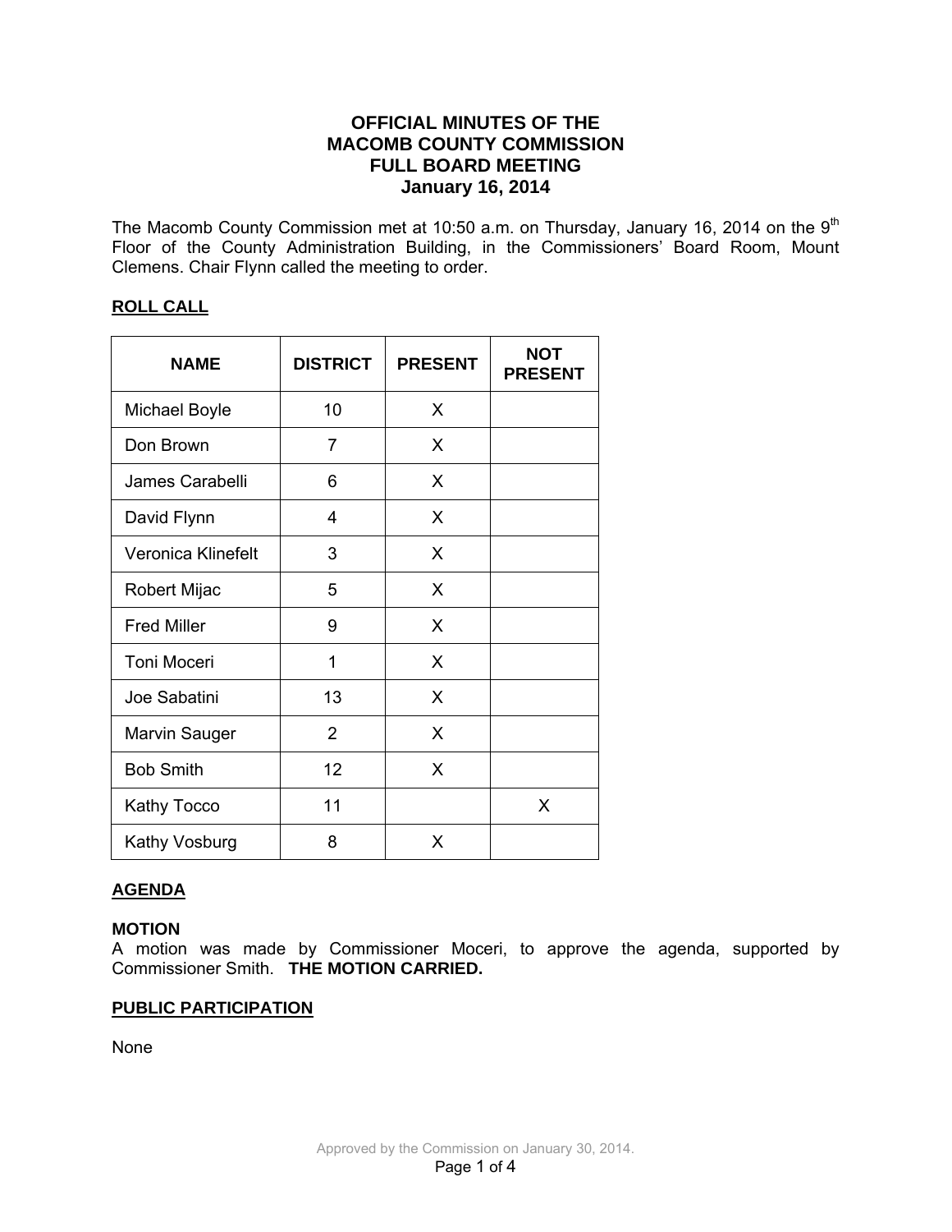# OFFICIAL MINUTES OF THE MACOMB COUNTY COMMISSION FULL BOARD MEETING January 16, 2014

The Macomb County Commission met at 10:50 a.m. on Thursday, January 16, 2014 on the 9th Floor of the County Administration Building, in the Commissioners' Board Room, Mount Clemens. Chair Flynn called the meeting to order.

## ROLL CALL

| NAME | DISTRICT | PRESENT | NOT PRESENT |
|---|---|---|---|
| Michael Boyle | 10 | X | |
| Don Brown | 7 | X | |
| James Carabelli | 6 | X | |
| David Flynn | 4 | X | |
| Veronica Klinefelt | 3 | X | |
| Robert Mijac | 5 | X | |
| Fred Miller | 9 | X | |
| Toni Moceri | 1 | X | |
| Joe Sabatini | 13 | X | |
| Marvin Sauger | 2 | X | |
| Bob Smith | 12 | X | |
| Kathy Tocco | 11 | | X |
| Kathy Vosburg | 8 | X | |

## AGENDA

**MOTION**
A motion was made by Commissioner Moceri, to approve the agenda, supported by Commissioner Smith. **THE MOTION CARRIED.**

## PUBLIC PARTICIPATION

None

Approved by the Commission on January 30, 2014.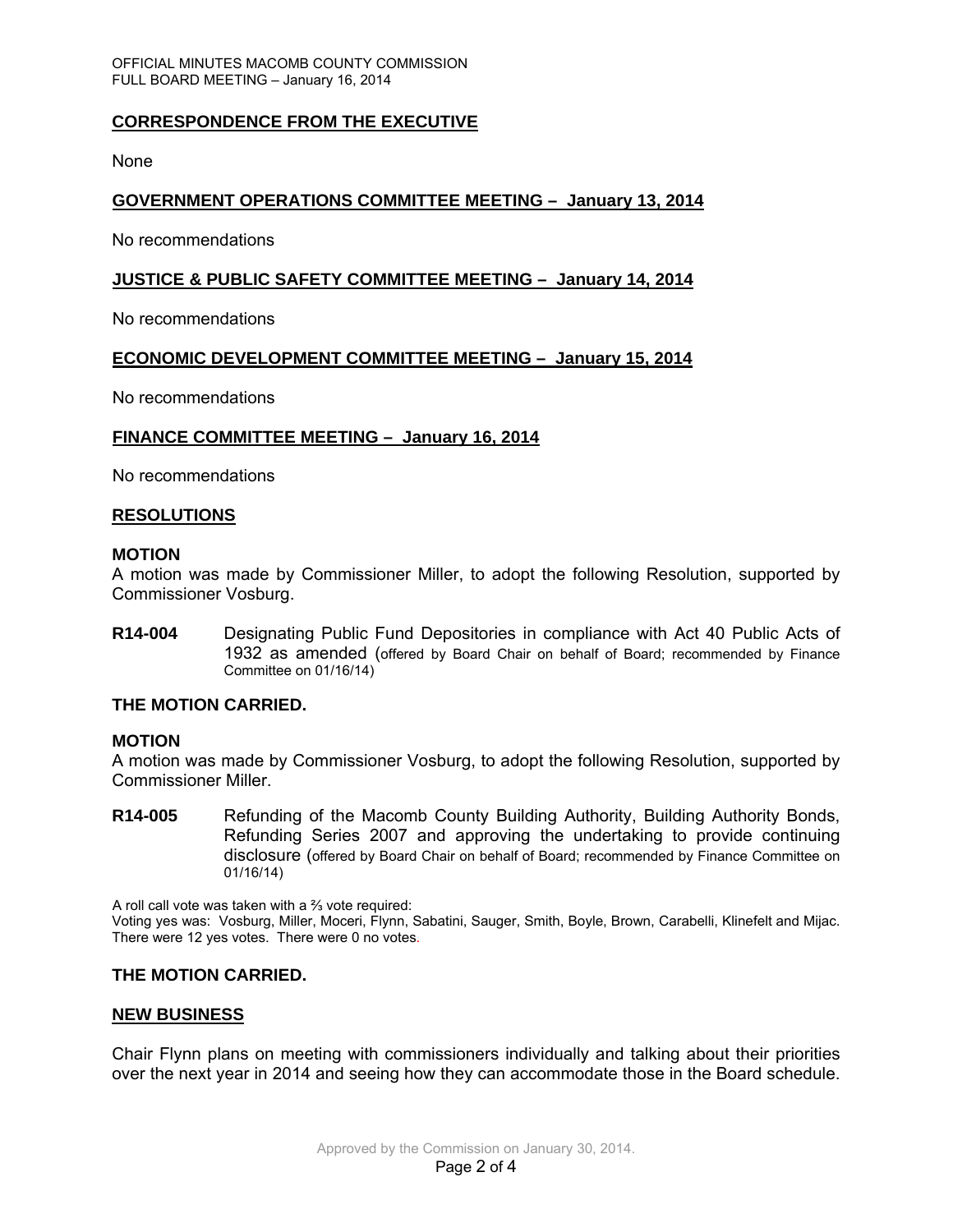## CORRESPONDENCE FROM THE EXECUTIVE

None

## GOVERNMENT OPERATIONS COMMITTEE MEETING – January 13, 2014

No recommendations

## JUSTICE & PUBLIC SAFETY COMMITTEE MEETING – January 14, 2014

No recommendations

## ECONOMIC DEVELOPMENT COMMITTEE MEETING – January 15, 2014

No recommendations

## FINANCE COMMITTEE MEETING – January 16, 2014

No recommendations

## RESOLUTIONS

**MOTION**

A motion was made by Commissioner Miller, to adopt the following Resolution, supported by Commissioner Vosburg.

**R14-004** Designating Public Fund Depositories in compliance with Act 40 Public Acts of 1932 as amended (offered by Board Chair on behalf of Board; recommended by Finance Committee on 01/16/14)

**THE MOTION CARRIED.**

**MOTION**

A motion was made by Commissioner Vosburg, to adopt the following Resolution, supported by Commissioner Miller.

**R14-005** Refunding of the Macomb County Building Authority, Building Authority Bonds, Refunding Series 2007 and approving the undertaking to provide continuing disclosure (offered by Board Chair on behalf of Board; recommended by Finance Committee on 01/16/14)

A roll call vote was taken with a ⅔ vote required:
Voting yes was: Vosburg, Miller, Moceri, Flynn, Sabatini, Sauger, Smith, Boyle, Brown, Carabelli, Klinefelt and Mijac. There were 12 yes votes. There were 0 no votes.

**THE MOTION CARRIED.**

## NEW BUSINESS

Chair Flynn plans on meeting with commissioners individually and talking about their priorities over the next year in 2014 and seeing how they can accommodate those in the Board schedule.

Approved by the Commission on January 30, 2014.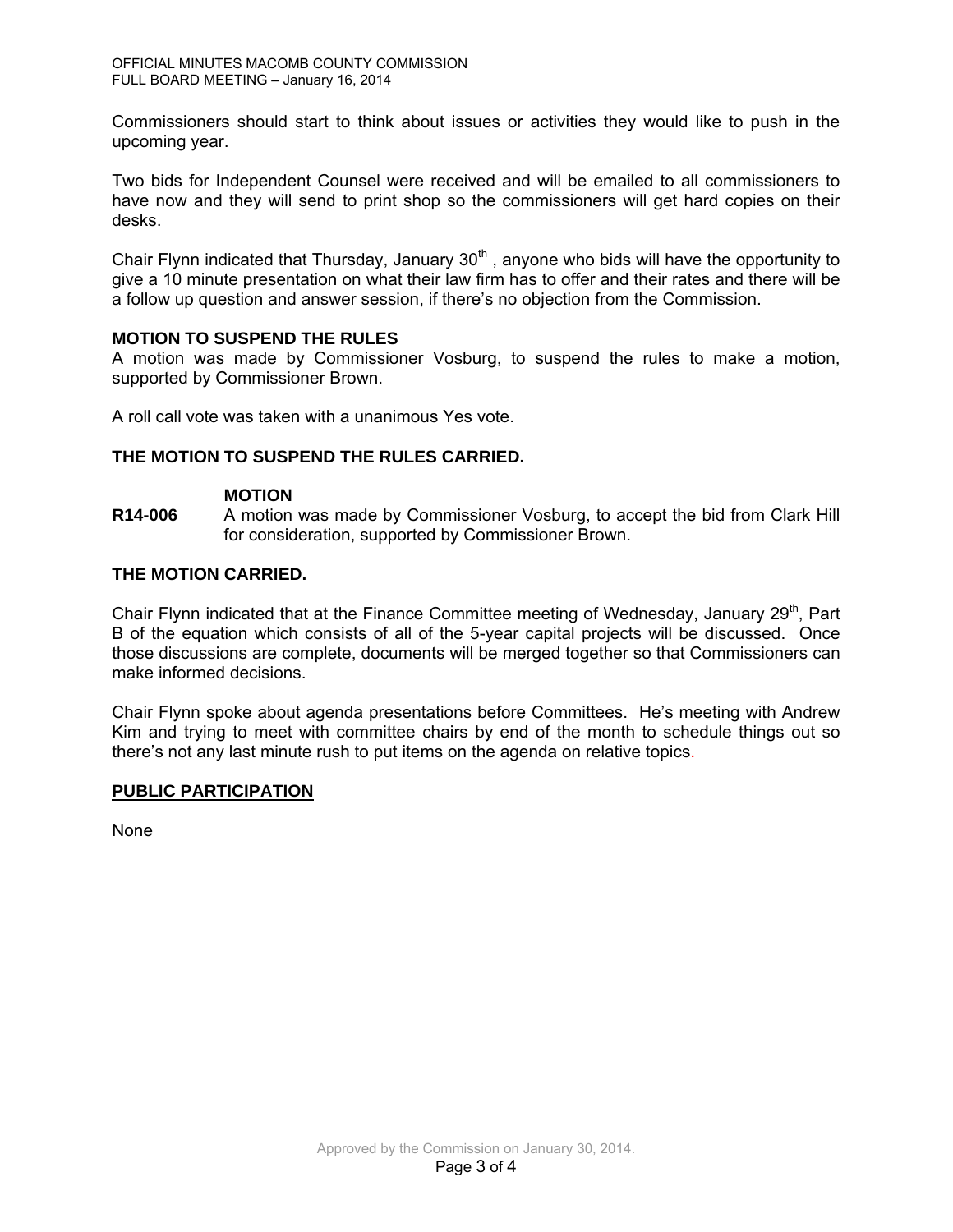Commissioners should start to think about issues or activities they would like to push in the upcoming year.

Two bids for Independent Counsel were received and will be emailed to all commissioners to have now and they will send to print shop so the commissioners will get hard copies on their desks.

Chair Flynn indicated that Thursday, January 30th , anyone who bids will have the opportunity to give a 10 minute presentation on what their law firm has to offer and their rates and there will be a follow up question and answer session, if there's no objection from the Commission.

**MOTION TO SUSPEND THE RULES**
A motion was made by Commissioner Vosburg, to suspend the rules to make a motion, supported by Commissioner Brown.

A roll call vote was taken with a unanimous Yes vote.

**THE MOTION TO SUSPEND THE RULES CARRIED.**

**MOTION**

**R14-006** A motion was made by Commissioner Vosburg, to accept the bid from Clark Hill for consideration, supported by Commissioner Brown.

**THE MOTION CARRIED.**

Chair Flynn indicated that at the Finance Committee meeting of Wednesday, January 29th, Part B of the equation which consists of all of the 5-year capital projects will be discussed. Once those discussions are complete, documents will be merged together so that Commissioners can make informed decisions.

Chair Flynn spoke about agenda presentations before Committees. He's meeting with Andrew Kim and trying to meet with committee chairs by end of the month to schedule things out so there's not any last minute rush to put items on the agenda on relative topics.

**PUBLIC PARTICIPATION**

None

Approved by the Commission on January 30, 2014.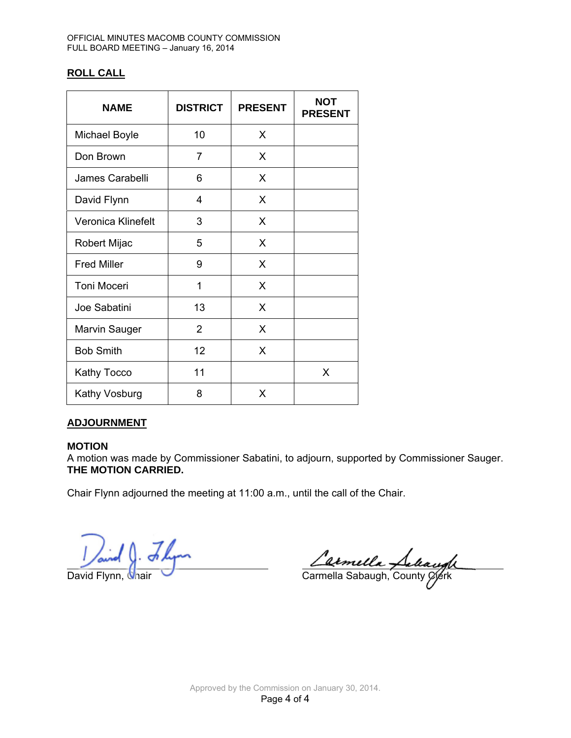## ROLL CALL

| NAME | DISTRICT | PRESENT | NOT PRESENT |
|---|---|---|---|
| Michael Boyle | 10 | X | |
| Don Brown | 7 | X | |
| James Carabelli | 6 | X | |
| David Flynn | 4 | X | |
| Veronica Klinefelt | 3 | X | |
| Robert Mijac | 5 | X | |
| Fred Miller | 9 | X | |
| Toni Moceri | 1 | X | |
| Joe Sabatini | 13 | X | |
| Marvin Sauger | 2 | X | |
| Bob Smith | 12 | X | |
| Kathy Tocco | 11 | | X |
| Kathy Vosburg | 8 | X | |

## ADJOURNMENT

**MOTION**
A motion was made by Commissioner Sabatini, to adjourn, supported by Commissioner Sauger.
**THE MOTION CARRIED.**

Chair Flynn adjourned the meeting at 11:00 a.m., until the call of the Chair.

David Flynn, Chair

Carmella Sabaugh, County Clerk

Approved by the Commission on January 30, 2014.